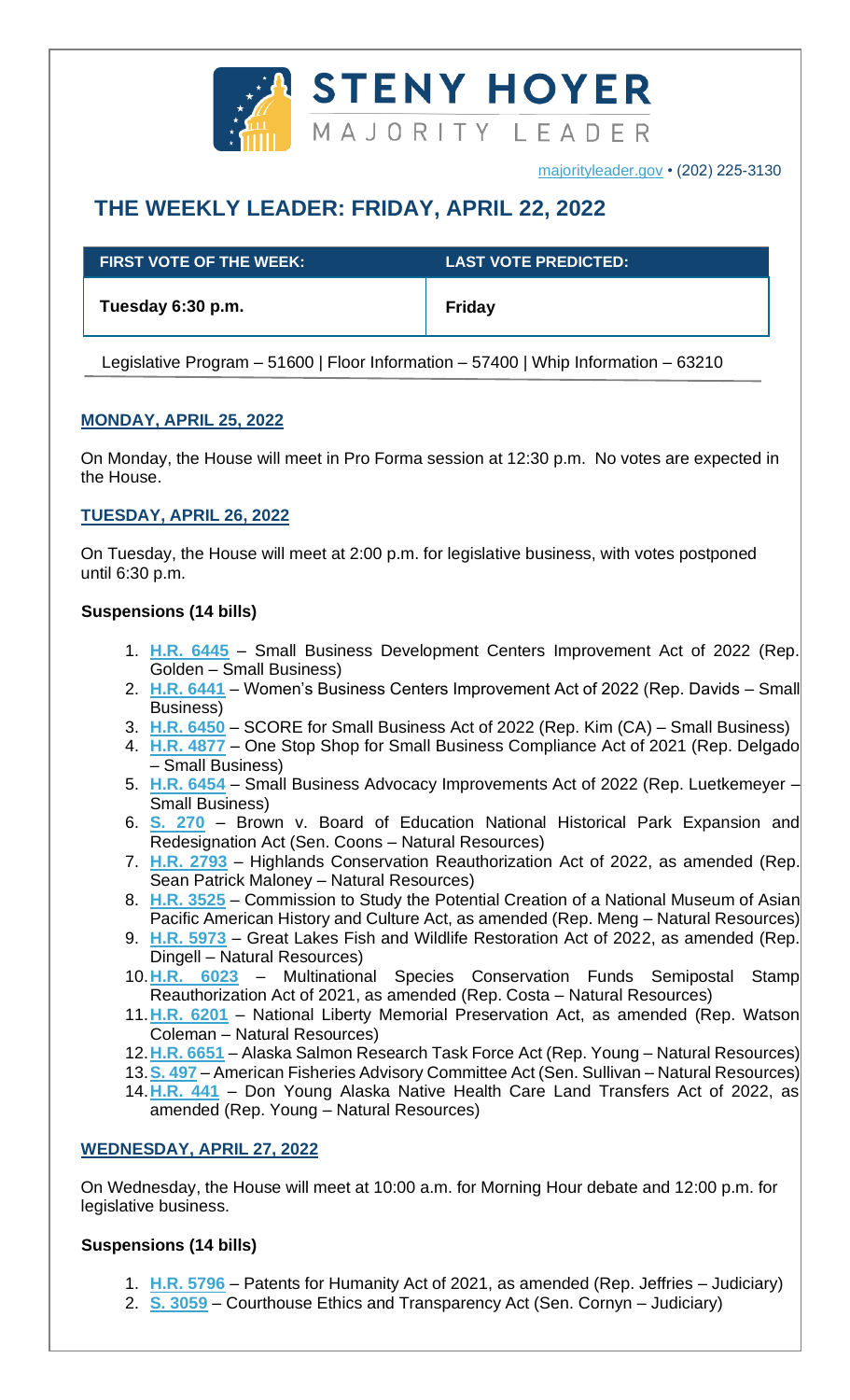# STENY HOYER

MAJORITY LEADER

majorityleader.gov • (202) 225-3130

## THE WEEKLY LEADER: FRIDAY, APRIL 22, 2022

| FIRST VOTE OF THE WEEK: | LAST VOTE PREDICTED: |
| --- | --- |
| Tuesday 6:30 p.m. | Friday |

Legislative Program – 51600 | Floor Information – 57400 | Whip Information – 63210

### MONDAY, APRIL 25, 2022

On Monday, the House will meet in Pro Forma session at 12:30 p.m. No votes are expected in the House.

### TUESDAY, APRIL 26, 2022

On Tuesday, the House will meet at 2:00 p.m. for legislative business, with votes postponed until 6:30 p.m.

**Suspensions (14 bills)**

1. **H.R. 6445** – Small Business Development Centers Improvement Act of 2022 (Rep. Golden – Small Business)
2. **H.R. 6441** – Women's Business Centers Improvement Act of 2022 (Rep. Davids – Small Business)
3. **H.R. 6450** – SCORE for Small Business Act of 2022 (Rep. Kim (CA) – Small Business)
4. **H.R. 4877** – One Stop Shop for Small Business Compliance Act of 2021 (Rep. Delgado – Small Business)
5. **H.R. 6454** – Small Business Advocacy Improvements Act of 2022 (Rep. Luetkemeyer – Small Business)
6. **S. 270** – Brown v. Board of Education National Historical Park Expansion and Redesignation Act (Sen. Coons – Natural Resources)
7. **H.R. 2793** – Highlands Conservation Reauthorization Act of 2022, as amended (Rep. Sean Patrick Maloney – Natural Resources)
8. **H.R. 3525** – Commission to Study the Potential Creation of a National Museum of Asian Pacific American History and Culture Act, as amended (Rep. Meng – Natural Resources)
9. **H.R. 5973** – Great Lakes Fish and Wildlife Restoration Act of 2022, as amended (Rep. Dingell – Natural Resources)
10. **H.R. 6023** – Multinational Species Conservation Funds Semipostal Stamp Reauthorization Act of 2021, as amended (Rep. Costa – Natural Resources)
11. **H.R. 6201** – National Liberty Memorial Preservation Act, as amended (Rep. Watson Coleman – Natural Resources)
12. **H.R. 6651** – Alaska Salmon Research Task Force Act (Rep. Young – Natural Resources)
13. **S. 497** – American Fisheries Advisory Committee Act (Sen. Sullivan – Natural Resources)
14. **H.R. 441** – Don Young Alaska Native Health Care Land Transfers Act of 2022, as amended (Rep. Young – Natural Resources)

### WEDNESDAY, APRIL 27, 2022

On Wednesday, the House will meet at 10:00 a.m. for Morning Hour debate and 12:00 p.m. for legislative business.

**Suspensions (14 bills)**

1. **H.R. 5796** – Patents for Humanity Act of 2021, as amended (Rep. Jeffries – Judiciary)
2. **S. 3059** – Courthouse Ethics and Transparency Act (Sen. Cornyn – Judiciary)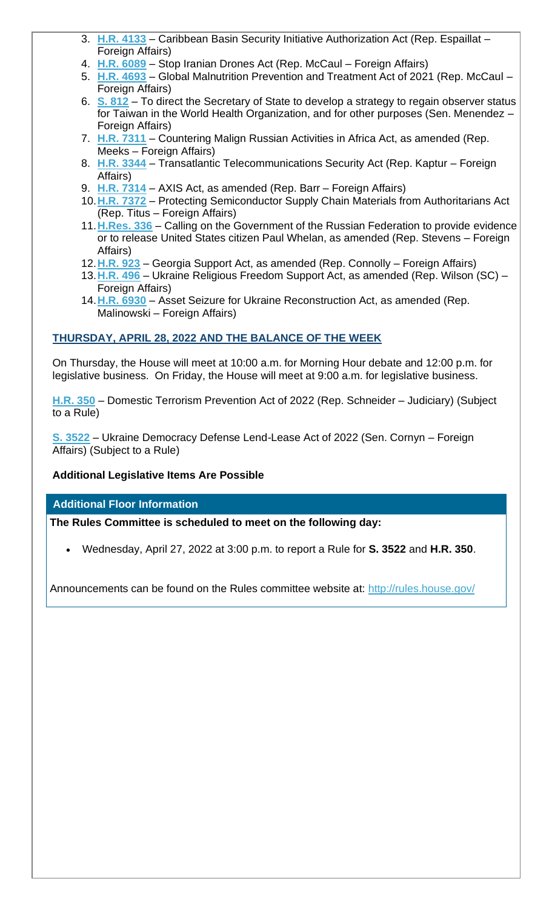3. **H.R. 4133** – Caribbean Basin Security Initiative Authorization Act (Rep. Espaillat – Foreign Affairs)
4. **H.R. 6089** – Stop Iranian Drones Act (Rep. McCaul – Foreign Affairs)
5. **H.R. 4693** – Global Malnutrition Prevention and Treatment Act of 2021 (Rep. McCaul – Foreign Affairs)
6. **S. 812** – To direct the Secretary of State to develop a strategy to regain observer status for Taiwan in the World Health Organization, and for other purposes (Sen. Menendez – Foreign Affairs)
7. **H.R. 7311** – Countering Malign Russian Activities in Africa Act, as amended (Rep. Meeks – Foreign Affairs)
8. **H.R. 3344** – Transatlantic Telecommunications Security Act (Rep. Kaptur – Foreign Affairs)
9. **H.R. 7314** – AXIS Act, as amended (Rep. Barr – Foreign Affairs)
10. **H.R. 7372** – Protecting Semiconductor Supply Chain Materials from Authoritarians Act (Rep. Titus – Foreign Affairs)
11. **H.Res. 336** – Calling on the Government of the Russian Federation to provide evidence or to release United States citizen Paul Whelan, as amended (Rep. Stevens – Foreign Affairs)
12. **H.R. 923** – Georgia Support Act, as amended (Rep. Connolly – Foreign Affairs)
13. **H.R. 496** – Ukraine Religious Freedom Support Act, as amended (Rep. Wilson (SC) – Foreign Affairs)
14. **H.R. 6930** – Asset Seizure for Ukraine Reconstruction Act, as amended (Rep. Malinowski – Foreign Affairs)

## THURSDAY, APRIL 28, 2022 AND THE BALANCE OF THE WEEK

On Thursday, the House will meet at 10:00 a.m. for Morning Hour debate and 12:00 p.m. for legislative business. On Friday, the House will meet at 9:00 a.m. for legislative business.

**H.R. 350** – Domestic Terrorism Prevention Act of 2022 (Rep. Schneider – Judiciary) (Subject to a Rule)

**S. 3522** – Ukraine Democracy Defense Lend-Lease Act of 2022 (Sen. Cornyn – Foreign Affairs) (Subject to a Rule)

**Additional Legislative Items Are Possible**

### Additional Floor Information

**The Rules Committee is scheduled to meet on the following day:**

- Wednesday, April 27, 2022 at 3:00 p.m. to report a Rule for **S. 3522** and **H.R. 350**.

Announcements can be found on the Rules committee website at: http://rules.house.gov/